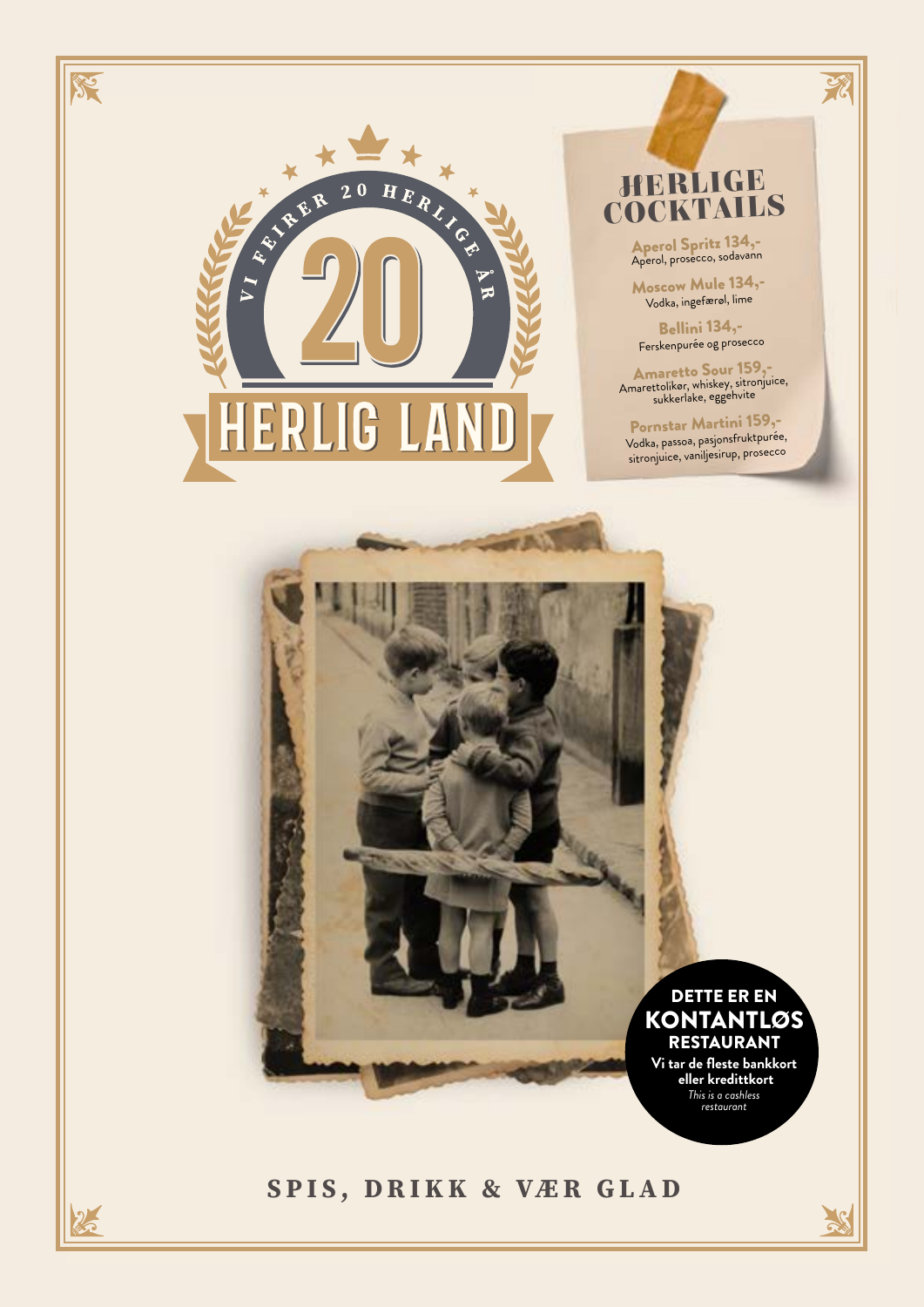VI FEIRER 20 HERLIGE ÅR

# 20

# HERLIG LAND

## HERLIGE COCKTAILS

**Aperol Spritz 134,-**
Aperol, prosecco, sodavann

**Moscow Mule 134,-**
Vodka, ingefærøl, lime

**Bellini 134,-**
Ferskenpurée og prosecco

**Amaretto Sour 159,-**
Amarettolikør, whiskey, sitronjuice, sukkerlake, eggehvite

**Pornstar Martini 159,-**
Vodka, passoa, pasjonsfruktpurée, sitronjuice, vaniljesirup, prosecco

**DETTE ER EN KONTANTLØS RESTAURANT**
**Vi tar de fleste bankkort eller kredittkort**
*This is a cashless restaurant*

**SPIS, DRIKK & VÆR GLAD**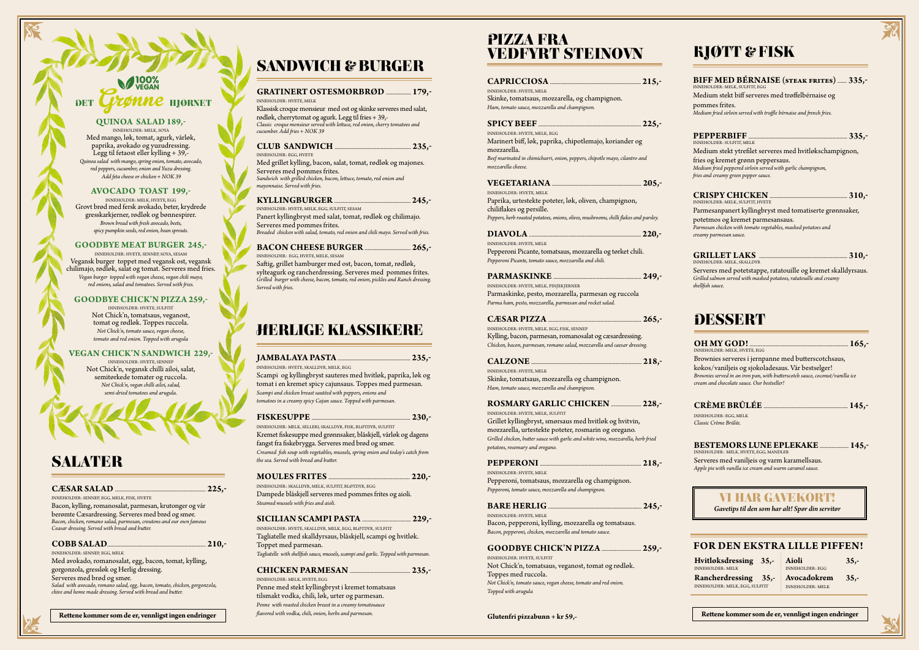## DET GRØNNE HJØRNET

100% VEGAN

### QUINOA SALAD 189,-

INNEHOLDER: MELK, SOYA

Med mango, løk, tomat, agurk, vårløk, paprika, avokado og yuzudressing. Legg til fetaost eller kylling + 39,-

*Quinoa salad with mango, spring onion, tomato, avocado, red peppers, cucumber, onion and Yuzu dressing. Add feta cheese or chicken + NOK 39*

### AVOCADO TOAST 199,-

INNEHOLDER: MELK, HVETE, EGG

Grovt brød med fersk avokado, beter, krydrede gresskarkjerner, rødløk og bønnespirer.

*Brown bread with fresh avocado, beets, spicy pumpkin seeds, red onion, bean sprouts.*

### GOODBYE MEAT BURGER 245,-

INNEHOLDER: HVETE, SENNEP, SOYA, SESAM

Vegansk burger toppet med vegansk ost, vegansk chilimajo, rødløk, salat og tomat. Serveres med fries.

*Vegan burger topped with vegan cheese, vegan chili mayo, red onions, salad and tomatoes. Served with fries.*

### GOODBYE CHICK'N PIZZA 259,-

INNEHOLDER: HVETE, SULFITT

Not Chick'n, tomatsaus, veganost, tomat og rødløk. Toppes ruccola.

*Not Chick'n, tomato sauce, vegan cheese, tomato and red onion. Topped with arugula*

### VEGAN CHICK'N SANDWICH 229,-

INNEHOLDER: HVETE, SENNEP

Not Chick'n, vegansk chilli ailoi, salat, semitørkede tomater og ruccola.

*Not Chick'n, vegan chilli ailoi, salad, semi-dried tomatoes and arugula.*

## SALATER

**CÆSAR SALAD ........ 225,-**

INNEHOLDER: SENNEP, EGG, MELK, FISK, HVETE

Bacon, kylling, romanosalat, parmesan, krutonger og vår berømte Cæsardressing. Serveres med brød og smør.

*Bacon, chicken, romano salad, parmesan, croutons and our own famous Ceasar dressing. Served with bread and butter.*

**COBB SALAD ........ 210,-**

INNEHOLDER: SENNEP, EGG, MELK

Med avokado, romanosalat, egg, bacon, tomat, kylling, gorgonzola, gressløk og Herlig dressing. Serveres med brød og smør.

*Salad with avocado, romano salad, egg, bacon, tomato, chicken, gorgonzola, chive and home made dressing. Served with bread and butter.*

**Rettene kommer som de er, vennligst ingen endringer**

## SANDWICH & BURGER

**GRATINERT OSTESMØRBRØD ........ 179,-**

INNEHOLDER: HVETE, MELK

Klassisk croque monsieur med ost og skinke serveres med salat, rødløk, cherrytomat og agurk. Legg til fries + 39,-

*Classic croque monsieur served with lettuce, red onion, cherry tomatoes and cucumber. Add fries + NOK 39*

**CLUB SANDWICH ........ 235,-**

INNEHOLDER: EGG, HVETE

Med grillet kylling, bacon, salat, tomat, rødløk og majones. Serveres med pommes frites.

*Sandwich with grilled chicken, bacon, lettuce, tomato, red onion and mayonnaise. Served with fries.*

**KYLLINGBURGER ........ 245,-**

INNEHOLDER: HVETE, MELK, EGG, SULFITT, SESAM

Panert kyllingbryst med salat, tomat, rødløk og chilimajo. Serveres med pommes frites.

*Breaded chicken with salad, tomato, red onion and chili mayo. Served with fries.*

**BACON CHEESE BURGER ........ 265,-**

INNEHOLDER: EGG, HVETE, MELK, SESAM

Saftig, grillet hamburger med ost, bacon, tomat, rødløk, sylteagurk og rancherdressing. Serveres med pommes frites.

*Grilled burger with cheese, bacon, tomato, red onion, pickles and Ranch dressing. Served with fries.*

## HERLIGE KLASSIKERE

**JAMBALAYA PASTA ........ 235,-**

INNEHOLDER: HVETE, SKALLDYR, MELK, EGG

Scampi og kyllingbryst sauteres med hvitløk, paprika, løk og tomat i en kremet spicy cajunsaus. Toppes med parmesan.

*Scampi and chicken breast sautéed with peppers, onions and tomatoes in a creamy spicy Cajun sauce. Topped with parmesan.*

**FISKESUPPE ........ 230,-**

INNEHOLDER: MELK, SELLERI, SKALLDYR, FISK, BLØTDYR, SULFITT

Kremet fiskesuppe med grønnsaker, blåskjell, vårløk og dagens fangst fra fiskebrygga. Serveres med brød og smør.

*Creamed fish soup with vegetables, mussels, spring onion and today's catch from the sea. Served with bread and butter.*

**MOULES FRITES ........ 220,-**

INNEHOLDER: SKALLDYR, MELK, SULFITT, BLØTDYR, EGG

Dampede blåskjell serveres med pommes frites og aioli.

*Steamed mussels with fries and aioli.*

**SICILIAN SCAMPI PASTA ........ 229,-**

INNEHOLDER: HVETE, SKALLDYR, MELK, EGG, BLØTDYR, SULFITT

Tagliatelle med skalldyrsaus, blåskjell, scampi og hvitløk. Toppet med parmesan.

*Tagliatelle with shellfish sauce, mussels, scampi and garlic. Topped with parmesan.*

**CHICKEN PARMESAN ........ 235,-**

INNEHOLDER: MELK, HVETE, EGG

Penne med stekt kyllingbryst i kremet tomatsaus tilsmakt vodka, chili, løk, urter og parmesan.

*Penne with roasted chicken breast in a creamy tomatosauce flavored with vodka, chili, onion, herbs and parmesan.*

## PIZZA FRA VEDFYRT STEINOVN

**CAPRICCIOSA ........ 215,-**

INNEHOLDER: HVETE, MELK

Skinke, tomatsaus, mozzarella, og champignon.

*Ham, tomato sauce, mozzarella and champignon.*

**SPICY BEEF ........ 225,-**

INNEHOLDER: HVETE, MELK, EGG

Marinert biff, løk, paprika, chipotlemajo, koriander og mozzarella.

*Beef marinated in chimichurri, onion, peppers, chipotle mayo, cilantro and mozzarella cheese.*

**VEGETARIANA ........ 205,-**

INNEHOLDER: HVETE, MELK

Paprika, urtestekte poteter, løk, oliven, champignon, chiliflakes og persille.

*Peppers, herb roasted potatoes, onions, olives, mushrooms, chilli flakes and parsley.*

**DIAVOLA ........ 220,-**

INNEHOLDER: HVETE, MELK

Pepperoni Picante, tomatsaus, mozzarella og tørket chili.

*Pepperoni Picante, tomato sauce, mozzarella and chili.*

**PARMASKINKE ........ 249,-**

INNEHOLDER: HVETE, MELK, PINJEKJERNER

Parmaskinke, pesto, mozzarella, parmesan og ruccola

*Parma ham, pesto, mozzarella, parmesan and rocket salad.*

**CÆSAR PIZZA ........ 265,-**

INNEHOLDER: HVETE, MELK, EGG, FISK, SENNEP

Kylling, bacon, parmesan, romanosalat og cæsardressing.

*Chicken, bacon, parmesan, romano salad, mozzarella and caesar dressing.*

**CALZONE ........ 218,-**

INNEHOLDER: HVETE, MELK

Skinke, tomatsaus, mozzarella og champignon.

*Ham, tomato sauce, mozzarella and champignon.*

**ROSMARY GARLIC CHICKEN ........ 228,-**

INNEHOLDER: HVETE, MELK, SULFITT

Grillet kyllingbryst, smørsaus med hvitløk og hvitvin, mozzarella, urtestekte poteter, rosmarin og oregano.

*Grilled chicken, butter sauce with garlic and white wine, mozzarella, herb fried potatoes, rosemary and oregano.*

**PEPPERONI ........ 218,-**

INNEHOLDER: HVETE, MELK

Pepperoni, tomatsaus, mozzarella og champignon.

*Pepperoni, tomato sauce, mozzarella and champignon.*

**BARE HERLIG ........ 245,-**

INNEHOLDER: HVETE, MELK

Bacon, pepperoni, kylling, mozzarella og tomatsaus.

*Bacon, pepperoni, chicken, mozzarella and tomato sauce.*

**GOODBYE CHICK'N PIZZA ........ 259,-**

INNEHOLDER: HVETE, SULFITT

Not Chick'n, tomatsaus, veganost, tomat og rødløk. Toppes med ruccola.

*Not Chick'n, tomato sauce, vegan cheese, tomato and red onion. Topped with arugula*

**Glutenfri pizzabunn + kr 59,-**

## KJØTT & FISK

**BIFF MED BÉRNAISE (STEAK FRITES) ........ 335,-**

INNEHOLDER: MELK, SULFITT, EGG

Medium stekt biff serveres med trøffelbérnaise og pommes frites.

*Medium fried sirloin served with truffle bérnaise and french fries.*

**PEPPERBIFF ........ 335,-**

INNEHOLDER: SULFITT, MELK

Medium stekt ytrefilet serveres med hvitløkschampignon, fries og kremet grønn peppersaus.

*Medium fried peppered sirloin served with garlic champignon, fries and creamy green pepper sauce.*

**CRISPY CHICKEN ........ 310,-**

INNEHOLDER: MELK, SULFITT, HVETE

Parmesanpanert kyllingbryst med tomatiserte grønnsaker, potetmos og kremet parmesansaus.

*Parmesan chicken with tomato vegetables, mashed potatoes and creamy parmesan sauce.*

**GRILLET LAKS ........ 310,-**

INNEHOLDER: MELK, SKALLDYR

Serveres med potetstappe, ratatouille og kremet skalldyrsaus.

*Grilled salmon served with mashed potatoes, ratatoullie and creamy shellfish sauce.*

## DESSERT

**OH MY GOD! ........ 165,-**

INNEHOLDER: MELK, HVETE, EGG

Brownies serveres i jernpanne med butterscotchsaus, kokos/vaniljeis og sjokoladesaus. Vår bestselger!

*Brownies served in an iron pan, with butterscotch sauce, coconut/vanilla ice cream and chocolate sauce. Our bestseller!*

**CRÈME BRÛLÉE ........ 145,-**

INNEHOLDER: EGG, MELK

*Classic Crème Brûlée.*

**BESTEMORS LUNE EPLEKAKE ........ 145,-**

INNEHOLDER: MELK, HVETE, EGG, MANDLER

Serveres med vaniljeis og varm karamellsaus.

*Apple pie with vanilla ice cream and warm caramel sauce.*

### VI HAR GAVEKORT!

*Gavetips til den som har alt! Spør din servitør*

### FOR DEN EKSTRA LILLE PIFFEN!

| | | | |
|---|---|---|---|
| **Hvitløksdressing** INNEHOLDER: MELK | 35,- | **Aioli** INNEHOLDER: EGG | 35,- |
| **Rancherdressing** INNEHOLDER: MELK, EGG, SULFITT | 35,- | **Avocadokrem** INNEHOLDER: MELK | 35,- |

**Rettene kommer som de er, vennligst ingen endringer**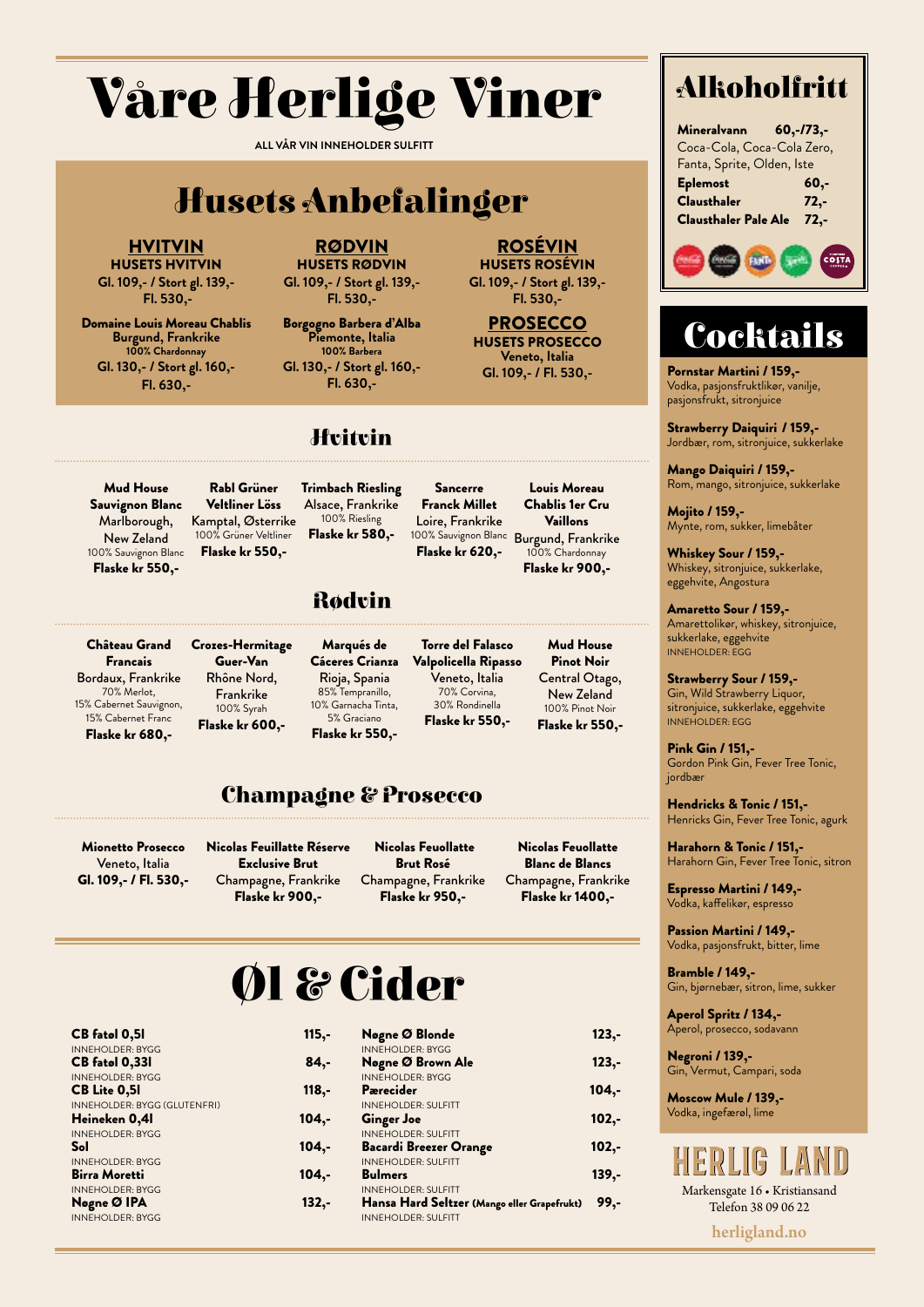# Våre Herlige Viner

ALL VÅR VIN INNEHOLDER SULFITT

## Husets Anbefalinger

### HVITVIN

**HUSETS HVITVIN**
Gl. 109,- / Stort gl. 139,-
Fl. 530,-

**Domaine Louis Moreau Chablis**
Burgund, Frankrike
100% Chardonnay
Gl. 130,- / Stort gl. 160,-
Fl. 630,-

### RØDVIN

**HUSETS RØDVIN**
Gl. 109,- / Stort gl. 139,-
Fl. 530,-

**Borgogno Barbera d'Alba**
Piemonte, Italia
100% Barbera
Gl. 130,- / Stort gl. 160,-
Fl. 630,-

### ROSÉVIN

**HUSETS ROSÉVIN**
Gl. 109,- / Stort gl. 139,-
Fl. 530,-

### PROSECCO

**HUSETS PROSECCO**
Veneto, Italia
Gl. 109,- / Fl. 530,-

## Hvitvin

**Mud House Sauvignon Blanc**
Marlborough, New Zeland
100% Sauvignon Blanc
Flaske kr 550,-

**Rabl Grüner Veltliner Löss**
Kamptal, Østerrike
100% Grüner Veltliner
Flaske kr 550,-

**Trimbach Riesling**
Alsace, Frankrike
100% Riesling
Flaske kr 580,-

**Sancerre Franck Millet**
Loire, Frankrike
100% Sauvignon Blanc
Flaske kr 620,-

**Louis Moreau Chablis 1er Cru Vaillons**
Burgund, Frankrike
100% Chardonnay
Flaske kr 900,-

## Rødvin

**Château Grand Francais**
Bordaux, Frankrike
70% Merlot, 15% Cabernet Sauvignon, 15% Cabernet Franc
Flaske kr 680,-

**Crozes-Hermitage Guer-Van**
Rhône Nord, Frankrike
100% Syrah
Flaske kr 600,-

**Marqués de Cáceres Crianza**
Rioja, Spania
85% Tempranillo, 10% Garnacha Tinta, 5% Graciano
Flaske kr 550,-

**Torre del Falasco Valpolicella Ripasso**
Veneto, Italia
70% Corvina, 30% Rondinella
Flaske kr 550,-

**Mud House Pinot Noir**
Central Otago, New Zeland
100% Pinot Noir
Flaske kr 550,-

## Champagne & Prosecco

**Mionetto Prosecco**
Veneto, Italia
Gl. 109,- / Fl. 530,-

**Nicolas Feuillatte Réserve Exclusive Brut**
Champagne, Frankrike
Flaske kr 900,-

**Nicolas Feuollatte Brut Rosé**
Champagne, Frankrike
Flaske kr 950,-

**Nicolas Feuollatte Blanc de Blancs**
Champagne, Frankrike
Flaske kr 1400,-

# Øl & Cider

| | |
|---|---|
| **CB fatøl 0,5l** INNEHOLDER: BYGG | 115,- |
| **CB fatøl 0,33l** INNEHOLDER: BYGG | 84,- |
| **CB Lite 0,5l** INNEHOLDER: BYGG (GLUTENFRI) | 118,- |
| **Heineken 0,4l** INNEHOLDER: BYGG | 104,- |
| **Sol** INNEHOLDER: BYGG | 104,- |
| **Birra Moretti** INNEHOLDER: BYGG | 104,- |
| **Nøgne Ø IPA** INNEHOLDER: BYGG | 132,- |
| **Nøgne Ø Blonde** INNEHOLDER: BYGG | 123,- |
| **Nøgne Ø Brown Ale** INNEHOLDER: BYGG | 123,- |
| **Pærecider** INNEHOLDER: SULFITT | 104,- |
| **Ginger Joe** INNEHOLDER: SULFITT | 102,- |
| **Bacardi Breezer Orange** INNEHOLDER: SULFITT | 102,- |
| **Bulmers** INNEHOLDER: SULFITT | 139,- |
| **Hansa Hard Seltzer (Mango eller Grapefrukt)** INNEHOLDER: SULFITT | 99,- |

## Alkoholfritt

| | |
|---|---|
| **Mineralvann** | 60,-/73,- |
| Coca-Cola, Coca-Cola Zero, Fanta, Sprite, Olden, Iste | |
| **Eplemost** | 60,- |
| **Clausthaler** | 72,- |
| **Clausthaler Pale Ale** | 72,- |

## Cocktails

**Pornstar Martini / 159,-**
Vodka, pasjonsfruktlikør, vanilje, pasjonsfrukt, sitronjuice

**Strawberry Daiquiri / 159,-**
Jordbær, rom, sitronjuice, sukkerlake

**Mango Daiquiri / 159,-**
Rom, mango, sitronjuice, sukkerlake

**Mojito / 159,-**
Mynte, rom, sukker, limebåter

**Whiskey Sour / 159,-**
Whiskey, sitronjuice, sukkerlake, eggehvite, Angostura

**Amaretto Sour / 159,-**
Amarettolikør, whiskey, sitronjuice, sukkerlake, eggehvite
INNEHOLDER: EGG

**Strawberry Sour / 159,-**
Gin, Wild Strawberry Liquor, sitronjuice, sukkerlake, eggehvite
INNEHOLDER: EGG

**Pink Gin / 151,-**
Gordon Pink Gin, Fever Tree Tonic, jordbær

**Hendricks & Tonic / 151,-**
Henricks Gin, Fever Tree Tonic, agurk

**Harahorn & Tonic / 151,-**
Harahorn Gin, Fever Tree Tonic, sitron

**Espresso Martini / 149,-**
Vodka, kaffelikør, espresso

**Passion Martini / 149,-**
Vodka, pasjonsfrukt, bitter, lime

**Bramble / 149,-**
Gin, bjørnebær, sitron, lime, sukker

**Aperol Spritz / 134,-**
Aperol, prosecco, sodavann

**Negroni / 139,-**
Gin, Vermut, Campari, soda

**Moscow Mule / 139,-**
Vodka, ingefærøl, lime

**HERLIG LAND**
Markensgate 16 • Kristiansand
Telefon 38 09 06 22
herligland.no